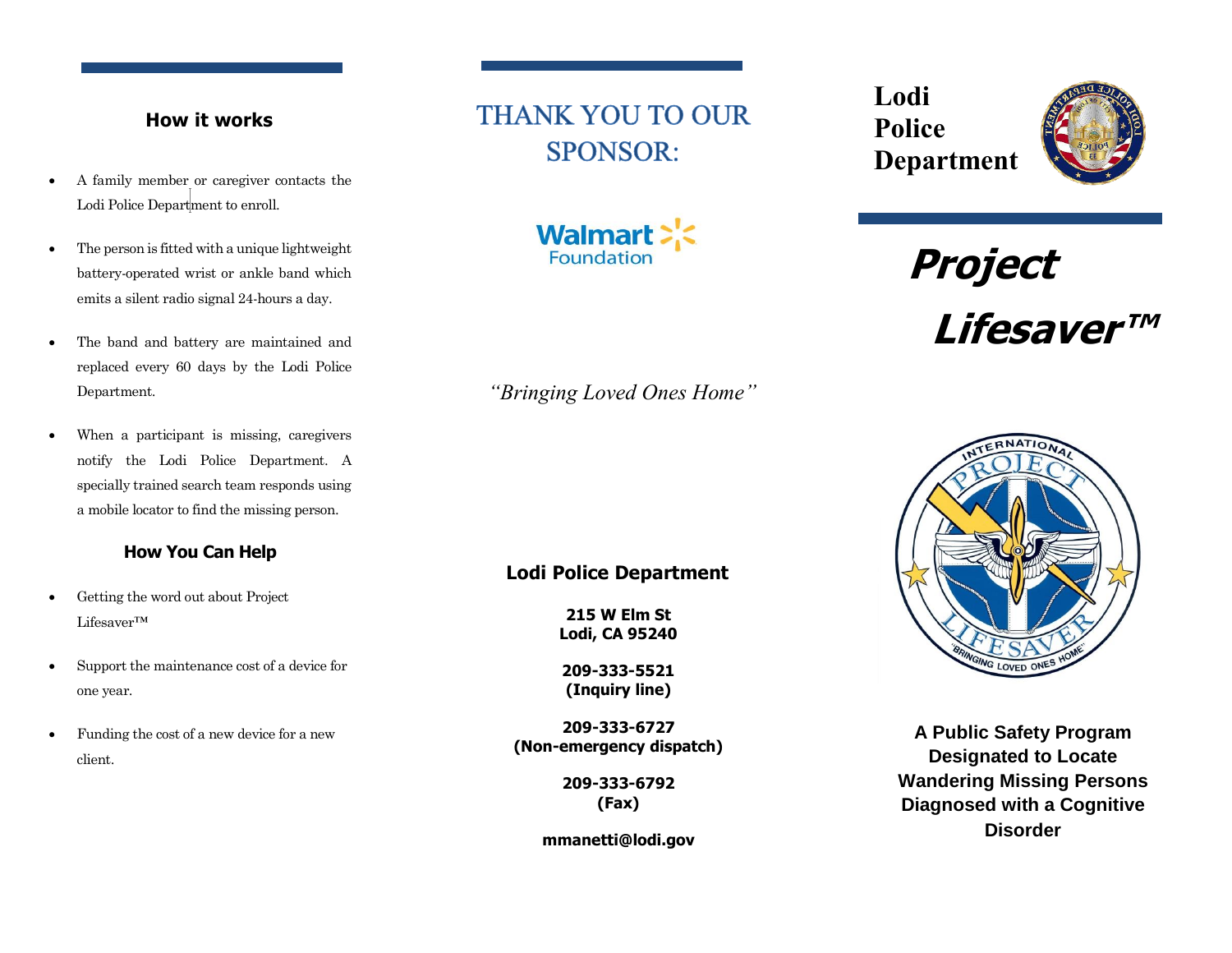## How it works

- A family member or caregiver contacts the Lodi Police Department to enroll.
- The person is fitted with a unique lightweight battery-operated wrist or ankle band which emits a silent radio signal 24-hours a day.
- The band and battery are maintained and replaced every 60 days by the Lodi Police Department.
- When a participant is missing, caregivers notify the Lodi Police Department. A specially trained search team responds using a mobile locator to find the missing person.

### How You Can Help

- Getting the word out about Project Lifesaver™
- Support the maintenance cost of a device for one year.
- Funding the cost of a new device for a new client.

## THANK YOU TO OUR SPONSOR:

Walmart Foundation

*"Bringing Loved Ones Home"*

**Lodi Police Department**

**215 W Elm St**
**Lodi, CA 95240**

**209-333-5521**
**(Inquiry line)**

**209-333-6727**
**(Non-emergency dispatch)**

**209-333-6792**
**(Fax)**

**mmanetti@lodi.gov**

# Lodi Police Department

# *Project Lifesaver™*

**A Public Safety Program Designated to Locate Wandering Missing Persons Diagnosed with a Cognitive Disorder**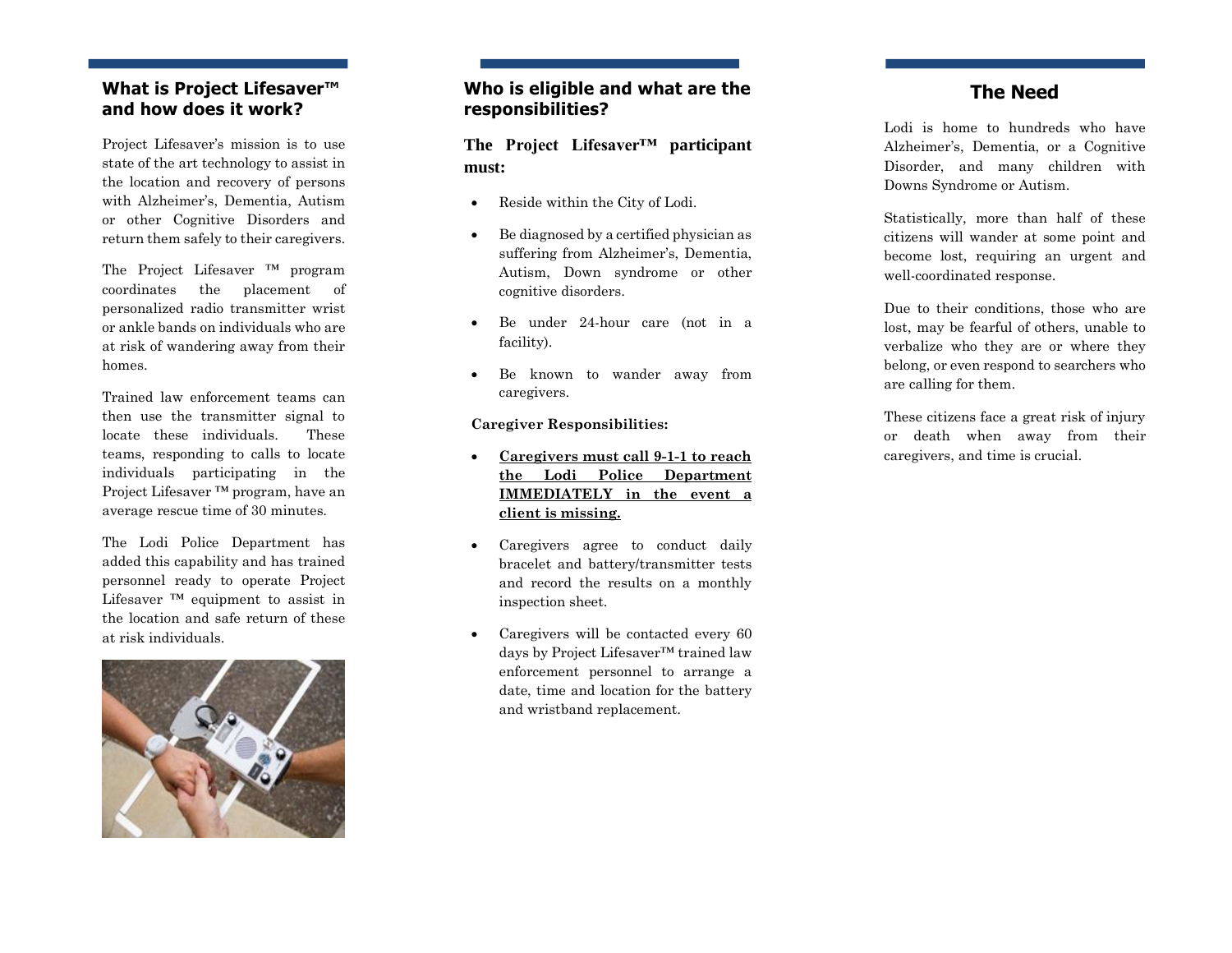## What is Project Lifesaver™ and how does it work?

Project Lifesaver's mission is to use state of the art technology to assist in the location and recovery of persons with Alzheimer's, Dementia, Autism or other Cognitive Disorders and return them safely to their caregivers.

The Project Lifesaver ™ program coordinates the placement of personalized radio transmitter wrist or ankle bands on individuals who are at risk of wandering away from their homes.

Trained law enforcement teams can then use the transmitter signal to locate these individuals. These teams, responding to calls to locate individuals participating in the Project Lifesaver ™ program, have an average rescue time of 30 minutes.

The Lodi Police Department has added this capability and has trained personnel ready to operate Project Lifesaver ™ equipment to assist in the location and safe return of these at risk individuals.

## Who is eligible and what are the responsibilities?

**The Project Lifesaver™ participant must:**

- Reside within the City of Lodi.
- Be diagnosed by a certified physician as suffering from Alzheimer's, Dementia, Autism, Down syndrome or other cognitive disorders.
- Be under 24-hour care (not in a facility).
- Be known to wander away from caregivers.

**Caregiver Responsibilities:**

- **<u>Caregivers must call 9-1-1 to reach the Lodi Police Department IMMEDIATELY in the event a client is missing.</u>**
- Caregivers agree to conduct daily bracelet and battery/transmitter tests and record the results on a monthly inspection sheet.
- Caregivers will be contacted every 60 days by Project Lifesaver™ trained law enforcement personnel to arrange a date, time and location for the battery and wristband replacement.

## The Need

Lodi is home to hundreds who have Alzheimer's, Dementia, or a Cognitive Disorder, and many children with Downs Syndrome or Autism.

Statistically, more than half of these citizens will wander at some point and become lost, requiring an urgent and well-coordinated response.

Due to their conditions, those who are lost, may be fearful of others, unable to verbalize who they are or where they belong, or even respond to searchers who are calling for them.

These citizens face a great risk of injury or death when away from their caregivers, and time is crucial.